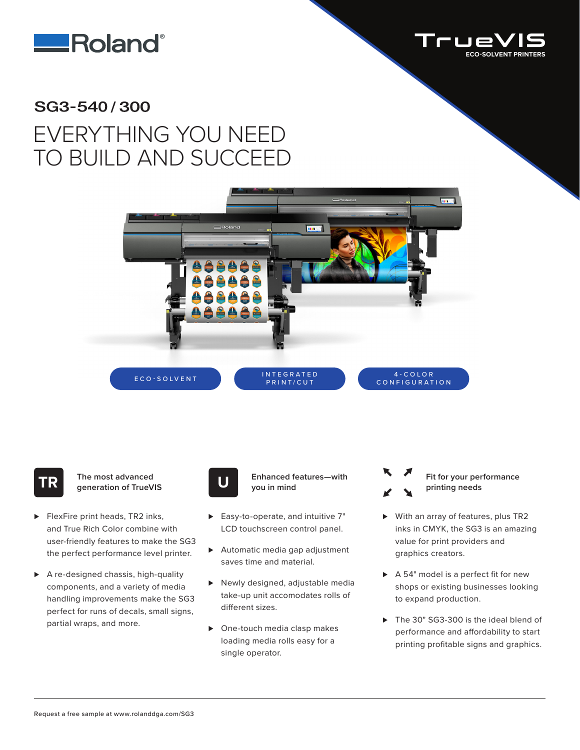Roland®

TrueVIS
ECO-SOLVENT PRINTERS

## SG3-540 / 300

# EVERYTHING YOU NEED TO BUILD AND SUCCEED

ECO-SOLVENT | INTEGRATED PRINT/CUT | 4-COLOR CONFIGURATION

### The most advanced generation of TrueVIS

- FlexFire print heads, TR2 inks, and True Rich Color combine with user-friendly features to make the SG3 the perfect performance level printer.
- A re-designed chassis, high-quality components, and a variety of media handling improvements make the SG3 perfect for runs of decals, small signs, partial wraps, and more.

### Enhanced features—with you in mind

- Easy-to-operate, and intuitive 7" LCD touchscreen control panel.
- Automatic media gap adjustment saves time and material.
- Newly designed, adjustable media take-up unit accomodates rolls of different sizes.
- One-touch media clasp makes loading media rolls easy for a single operator.

### Fit for your performance printing needs

- With an array of features, plus TR2 inks in CMYK, the SG3 is an amazing value for print providers and graphics creators.
- A 54" model is a perfect fit for new shops or existing businesses looking to expand production.
- The 30" SG3-300 is the ideal blend of performance and affordability to start printing profitable signs and graphics.

Request a free sample at www.rolanddga.com/SG3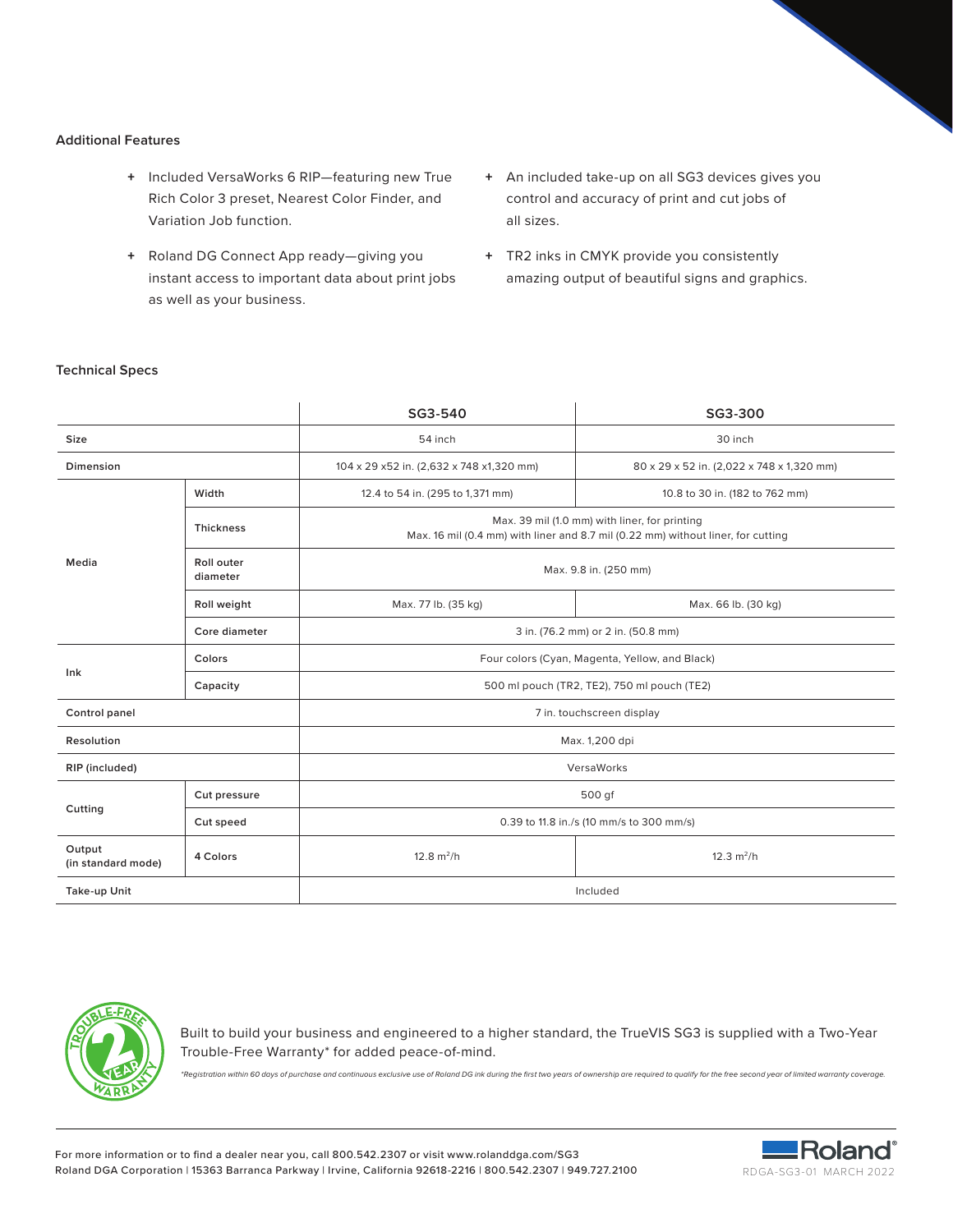### Additional Features

- Included VersaWorks 6 RIP—featuring new True Rich Color 3 preset, Nearest Color Finder, and Variation Job function.
- Roland DG Connect App ready—giving you instant access to important data about print jobs as well as your business.
- An included take-up on all SG3 devices gives you control and accuracy of print and cut jobs of all sizes.
- TR2 inks in CMYK provide you consistently amazing output of beautiful signs and graphics.

### Technical Specs

| | | SG3-540 | SG3-300 |
|---|---|---|---|
| Size | | 54 inch | 30 inch |
| Dimension | | 104 x 29 x52 in. (2,632 x 748 x1,320 mm) | 80 x 29 x 52 in. (2,022 x 748 x 1,320 mm) |
| Media | Width | 12.4 to 54 in. (295 to 1,371 mm) | 10.8 to 30 in. (182 to 762 mm) |
| | Thickness | Max. 39 mil (1.0 mm) with liner, for printing<br>Max. 16 mil (0.4 mm) with liner and 8.7 mil (0.22 mm) without liner, for cutting | |
| | Roll outer diameter | Max. 9.8 in. (250 mm) | |
| | Roll weight | Max. 77 lb. (35 kg) | Max. 66 lb. (30 kg) |
| | Core diameter | 3 in. (76.2 mm) or 2 in. (50.8 mm) | |
| Ink | Colors | Four colors (Cyan, Magenta, Yellow, and Black) | |
| | Capacity | 500 ml pouch (TR2, TE2), 750 ml pouch (TE2) | |
| Control panel | | 7 in. touchscreen display | |
| Resolution | | Max. 1,200 dpi | |
| RIP (included) | | VersaWorks | |
| Cutting | Cut pressure | 500 gf | |
| | Cut speed | 0.39 to 11.8 in./s (10 mm/s to 300 mm/s) | |
| Output (in standard mode) | 4 Colors | 12.8 $m^2$/h | 12.3 $m^2$/h |
| Take-up Unit | | Included | |

TROUBLE-FREE 2 YEAR WARRANTY

Built to build your business and engineered to a higher standard, the TrueVIS SG3 is supplied with a Two-Year Trouble-Free Warranty* for added peace-of-mind.

*\*Registration within 60 days of purchase and continuous exclusive use of Roland DG ink during the first two years of ownership are required to qualify for the free second year of limited warranty coverage.*

For more information or to find a dealer near you, call 800.542.2307 or visit www.rolanddga.com/SG3

Roland DGA Corporation | 15363 Barranca Parkway | Irvine, California 92618-2216 | 800.542.2307 | 949.727.2100

Roland®

RDGA-SG3-01 MARCH 2022